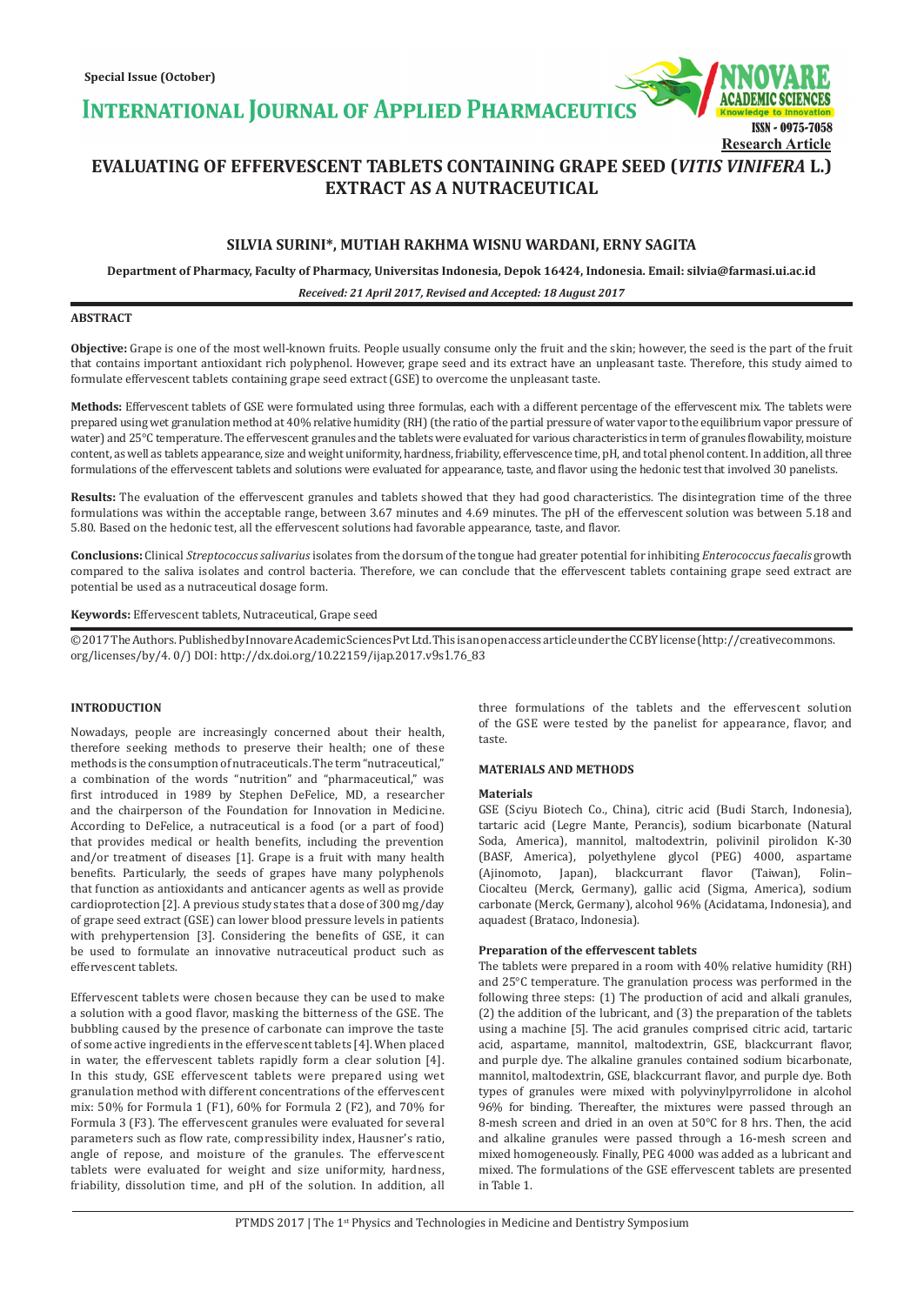Special Issue (October)

# INTERNATIONAL JOURNAL OF APPLIED PHARMACEUTICS

ISSN - 0975-7058

Research Article

# EVALUATING OF EFFERVESCENT TABLETS CONTAINING GRAPE SEED (*VITIS VINIFERA* L.) EXTRACT AS A NUTRACEUTICAL

**SILVIA SURINI\*, MUTIAH RAKHMA WISNU WARDANI, ERNY SAGITA**

**Department of Pharmacy, Faculty of Pharmacy, Universitas Indonesia, Depok 16424, Indonesia. Email: silvia@farmasi.ui.ac.id**

***Received: 21 April 2017, Revised and Accepted: 18 August 2017***

## ABSTRACT

**Objective:** Grape is one of the most well-known fruits. People usually consume only the fruit and the skin; however, the seed is the part of the fruit that contains important antioxidant rich polyphenol. However, grape seed and its extract have an unpleasant taste. Therefore, this study aimed to formulate effervescent tablets containing grape seed extract (GSE) to overcome the unpleasant taste.

**Methods:** Effervescent tablets of GSE were formulated using three formulas, each with a different percentage of the effervescent mix. The tablets were prepared using wet granulation method at 40% relative humidity (RH) (the ratio of the partial pressure of water vapor to the equilibrium vapor pressure of water) and 25°C temperature. The effervescent granules and the tablets were evaluated for various characteristics in term of granules flowability, moisture content, as well as tablets appearance, size and weight uniformity, hardness, friability, effervescence time, pH, and total phenol content. In addition, all three formulations of the effervescent tablets and solutions were evaluated for appearance, taste, and flavor using the hedonic test that involved 30 panelists.

**Results:** The evaluation of the effervescent granules and tablets showed that they had good characteristics. The disintegration time of the three formulations was within the acceptable range, between 3.67 minutes and 4.69 minutes. The pH of the effervescent solution was between 5.18 and 5.80. Based on the hedonic test, all the effervescent solutions had favorable appearance, taste, and flavor.

**Conclusions:** Clinical *Streptococcus salivarius* isolates from the dorsum of the tongue had greater potential for inhibiting *Enterococcus faecalis* growth compared to the saliva isolates and control bacteria. Therefore, we can conclude that the effervescent tablets containing grape seed extract are potential be used as a nutraceutical dosage form.

**Keywords:** Effervescent tablets, Nutraceutical, Grape seed

© 2017 The Authors. Published by Innovare Academic Sciences Pvt Ltd. This is an open access article under the CC BY license (http://creativecommons.org/licenses/by/4. 0/) DOI: http://dx.doi.org/10.22159/ijap.2017.v9s1.76_83

## INTRODUCTION

Nowadays, people are increasingly concerned about their health, therefore seeking methods to preserve their health; one of these methods is the consumption of nutraceuticals. The term "nutraceutical," a combination of the words "nutrition" and "pharmaceutical," was first introduced in 1989 by Stephen DeFelice, MD, a researcher and the chairperson of the Foundation for Innovation in Medicine. According to DeFelice, a nutraceutical is a food (or a part of food) that provides medical or health benefits, including the prevention and/or treatment of diseases [1]. Grape is a fruit with many health benefits. Particularly, the seeds of grapes have many polyphenols that function as antioxidants and anticancer agents as well as provide cardioprotection [2]. A previous study states that a dose of 300 mg/day of grape seed extract (GSE) can lower blood pressure levels in patients with prehypertension [3]. Considering the benefits of GSE, it can be used to formulate an innovative nutraceutical product such as effervescent tablets.

Effervescent tablets were chosen because they can be used to make a solution with a good flavor, masking the bitterness of the GSE. The bubbling caused by the presence of carbonate can improve the taste of some active ingredients in the effervescent tablets [4]. When placed in water, the effervescent tablets rapidly form a clear solution [4]. In this study, GSE effervescent tablets were prepared using wet granulation method with different concentrations of the effervescent mix: 50% for Formula 1 (F1), 60% for Formula 2 (F2), and 70% for Formula 3 (F3). The effervescent granules were evaluated for several parameters such as flow rate, compressibility index, Hausner's ratio, angle of repose, and moisture of the granules. The effervescent tablets were evaluated for weight and size uniformity, hardness, friability, dissolution time, and pH of the solution. In addition, all three formulations of the tablets and the effervescent solution of the GSE were tested by the panelist for appearance, flavor, and taste.

## MATERIALS AND METHODS

### Materials

GSE (Sciyu Biotech Co., China), citric acid (Budi Starch, Indonesia), tartaric acid (Legre Mante, Perancis), sodium bicarbonate (Natural Soda, America), mannitol, maltodextrin, polivinil pirolidon K-30 (BASF, America), polyethylene glycol (PEG) 4000, aspartame (Ajinomoto, Japan), blackcurrant flavor (Taiwan), Folin–Ciocalteu (Merck, Germany), gallic acid (Sigma, America), sodium carbonate (Merck, Germany), alcohol 96% (Acidatama, Indonesia), and aquadest (Brataco, Indonesia).

### Preparation of the effervescent tablets

The tablets were prepared in a room with 40% relative humidity (RH) and 25°C temperature. The granulation process was performed in the following three steps: (1) The production of acid and alkali granules, (2) the addition of the lubricant, and (3) the preparation of the tablets using a machine [5]. The acid granules comprised citric acid, tartaric acid, aspartame, mannitol, maltodextrin, GSE, blackcurrant flavor, and purple dye. The alkaline granules contained sodium bicarbonate, mannitol, maltodextrin, GSE, blackcurrant flavor, and purple dye. Both types of granules were mixed with polyvinylpyrrolidone in alcohol 96% for binding. Thereafter, the mixtures were passed through an 8-mesh screen and dried in an oven at 50°C for 8 hrs. Then, the acid and alkaline granules were passed through a 16-mesh screen and mixed homogeneously. Finally, PEG 4000 was added as a lubricant and mixed. The formulations of the GSE effervescent tablets are presented in Table 1.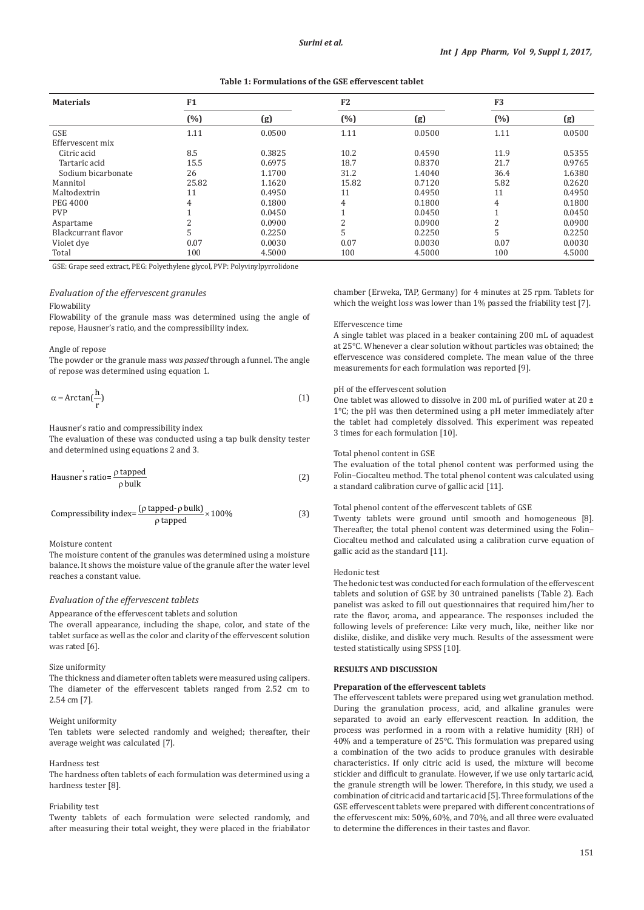**Table 1: Formulations of the GSE effervescent tablet**

| Materials | F1 | | F2 | | F3 | |
|---|---|---|---|---|---|---|
| | (%) | (g) | (%) | (g) | (%) | (g) |
| GSE | 1.11 | 0.0500 | 1.11 | 0.0500 | 1.11 | 0.0500 |
| Effervescent mix | | | | | | |
| Citric acid | 8.5 | 0.3825 | 10.2 | 0.4590 | 11.9 | 0.5355 |
| Tartaric acid | 15.5 | 0.6975 | 18.7 | 0.8370 | 21.7 | 0.9765 |
| Sodium bicarbonate | 26 | 1.1700 | 31.2 | 1.4040 | 36.4 | 1.6380 |
| Mannitol | 25.82 | 1.1620 | 15.82 | 0.7120 | 5.82 | 0.2620 |
| Maltodextrin | 11 | 0.4950 | 11 | 0.4950 | 11 | 0.4950 |
| PEG 4000 | 4 | 0.1800 | 4 | 0.1800 | 4 | 0.1800 |
| PVP | 1 | 0.0450 | 1 | 0.0450 | 1 | 0.0450 |
| Aspartame | 2 | 0.0900 | 2 | 0.0900 | 2 | 0.0900 |
| Blackcurrant flavor | 5 | 0.2250 | 5 | 0.2250 | 5 | 0.2250 |
| Violet dye | 0.07 | 0.0030 | 0.07 | 0.0030 | 0.07 | 0.0030 |
| Total | 100 | 4.5000 | 100 | 4.5000 | 100 | 4.5000 |

GSE: Grape seed extract, PEG: Polyethylene glycol, PVP: Polyvinylpyrrolidone

### *Evaluation of the effervescent granules*

Flowability

Flowability of the granule mass was determined using the angle of repose, Hausner's ratio, and the compressibility index.

Angle of repose

The powder or the granule mass *was passed* through a funnel. The angle of repose was determined using equation 1.

$$\alpha = \text{Arctan}\left(\frac{h}{r}\right) \quad (1)$$

Hausner's ratio and compressibility index

The evaluation of these was conducted using a tap bulk density tester and determined using equations 2 and 3.

$$\text{Hausner's ratio} = \frac{\rho\,\text{tapped}}{\rho\,\text{bulk}} \quad (2)$$

$$\text{Compressibility index} = \frac{(\rho\,\text{tapped} - \rho\,\text{bulk})}{\rho\,\text{tapped}} \times 100\% \quad (3)$$

Moisture content

The moisture content of the granules was determined using a moisture balance. It shows the moisture value of the granule after the water level reaches a constant value.

### *Evaluation of the effervescent tablets*

Appearance of the effervescent tablets and solution

The overall appearance, including the shape, color, and state of the tablet surface as well as the color and clarity of the effervescent solution was rated [6].

Size uniformity

The thickness and diameter often tablets were measured using calipers. The diameter of the effervescent tablets ranged from 2.52 cm to 2.54 cm [7].

Weight uniformity

Ten tablets were selected randomly and weighed; thereafter, their average weight was calculated [7].

Hardness test

The hardness often tablets of each formulation was determined using a hardness tester [8].

Friability test

Twenty tablets of each formulation were selected randomly, and after measuring their total weight, they were placed in the friabilator chamber (Erweka, TAP, Germany) for 4 minutes at 25 rpm. Tablets for which the weight loss was lower than 1% passed the friability test [7].

Effervescence time

A single tablet was placed in a beaker containing 200 mL of aquadest at 25°C. Whenever a clear solution without particles was obtained; the effervescence was considered complete. The mean value of the three measurements for each formulation was reported [9].

pH of the effervescent solution

One tablet was allowed to dissolve in 200 mL of purified water at 20 ± 1°C; the pH was then determined using a pH meter immediately after the tablet had completely dissolved. This experiment was repeated 3 times for each formulation [10].

Total phenol content in GSE

The evaluation of the total phenol content was performed using the Folin–Ciocalteu method. The total phenol content was calculated using a standard calibration curve of gallic acid [11].

Total phenol content of the effervescent tablets of GSE

Twenty tablets were ground until smooth and homogeneous [8]. Thereafter, the total phenol content was determined using the Folin–Ciocalteu method and calculated using a calibration curve equation of gallic acid as the standard [11].

Hedonic test

The hedonic test was conducted for each formulation of the effervescent tablets and solution of GSE by 30 untrained panelists (Table 2). Each panelist was asked to fill out questionnaires that required him/her to rate the flavor, aroma, and appearance. The responses included the following levels of preference: Like very much, like, neither like nor dislike, dislike, and dislike very much. Results of the assessment were tested statistically using SPSS [10].

## RESULTS AND DISCUSSION

### Preparation of the effervescent tablets

The effervescent tablets were prepared using wet granulation method. During the granulation process, acid, and alkaline granules were separated to avoid an early effervescent reaction. In addition, the process was performed in a room with a relative humidity (RH) of 40% and a temperature of 25°C. This formulation was prepared using a combination of the two acids to produce granules with desirable characteristics. If only citric acid is used, the mixture will become stickier and difficult to granulate. However, if we use only tartaric acid, the granule strength will be lower. Therefore, in this study, we used a combination of citric acid and tartaric acid [5]. Three formulations of the GSE effervescent tablets were prepared with different concentrations of the effervescent mix: 50%, 60%, and 70%, and all three were evaluated to determine the differences in their tastes and flavor.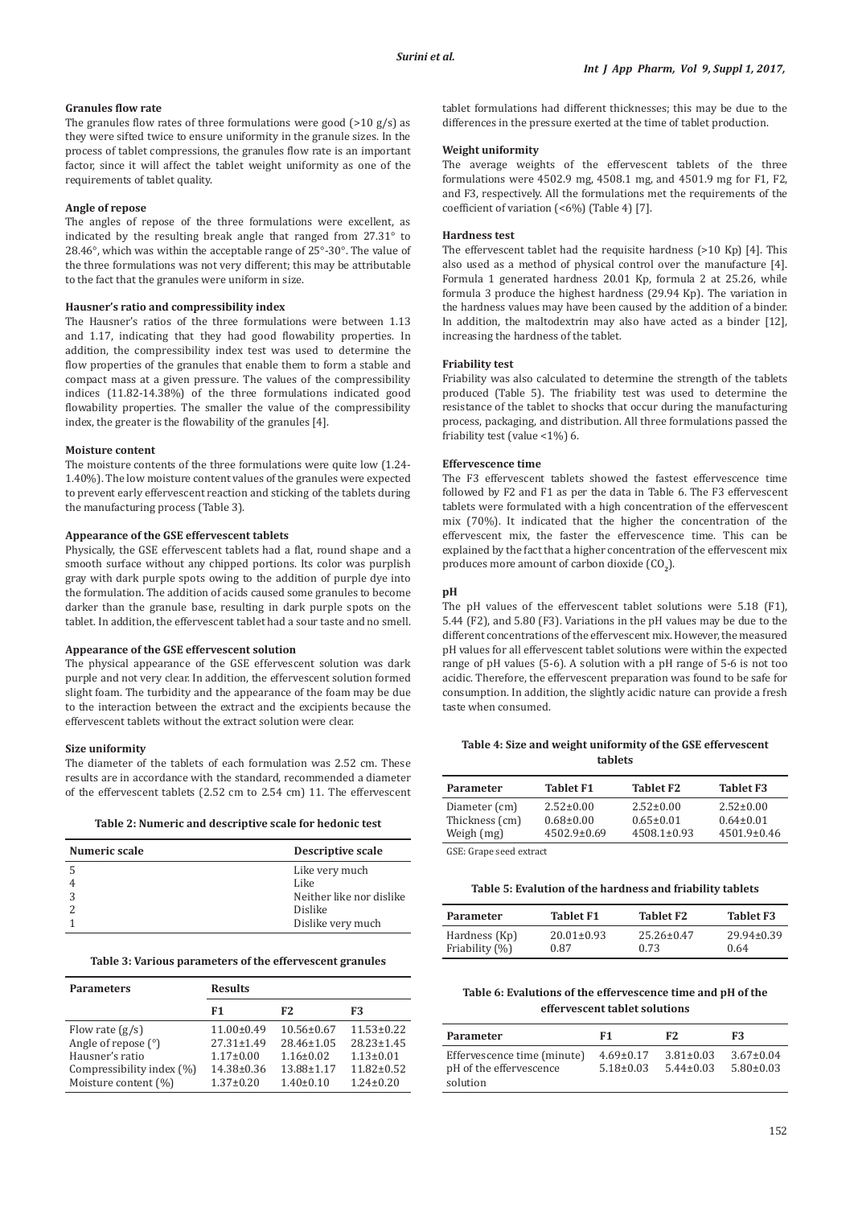#### Granules flow rate

The granules flow rates of three formulations were good (>10 g/s) as they were sifted twice to ensure uniformity in the granule sizes. In the process of tablet compressions, the granules flow rate is an important factor, since it will affect the tablet weight uniformity as one of the requirements of tablet quality.

#### Angle of repose

The angles of repose of the three formulations were excellent, as indicated by the resulting break angle that ranged from 27.31° to 28.46°, which was within the acceptable range of 25°-30°. The value of the three formulations was not very different; this may be attributable to the fact that the granules were uniform in size.

#### Hausner's ratio and compressibility index

The Hausner's ratios of the three formulations were between 1.13 and 1.17, indicating that they had good flowability properties. In addition, the compressibility index test was used to determine the flow properties of the granules that enable them to form a stable and compact mass at a given pressure. The values of the compressibility indices (11.82-14.38%) of the three formulations indicated good flowability properties. The smaller the value of the compressibility index, the greater is the flowability of the granules [4].

#### Moisture content

The moisture contents of the three formulations were quite low (1.24-1.40%). The low moisture content values of the granules were expected to prevent early effervescent reaction and sticking of the tablets during the manufacturing process (Table 3).

#### Appearance of the GSE effervescent tablets

Physically, the GSE effervescent tablets had a flat, round shape and a smooth surface without any chipped portions. Its color was purplish gray with dark purple spots owing to the addition of purple dye into the formulation. The addition of acids caused some granules to become darker than the granule base, resulting in dark purple spots on the tablet. In addition, the effervescent tablet had a sour taste and no smell.

#### Appearance of the GSE effervescent solution

The physical appearance of the GSE effervescent solution was dark purple and not very clear. In addition, the effervescent solution formed slight foam. The turbidity and the appearance of the foam may be due to the interaction between the extract and the excipients because the effervescent tablets without the extract solution were clear.

#### Size uniformity

The diameter of the tablets of each formulation was 2.52 cm. These results are in accordance with the standard, recommended a diameter of the effervescent tablets (2.52 cm to 2.54 cm) 11. The effervescent tablet formulations had different thicknesses; this may be due to the differences in the pressure exerted at the time of tablet production.

**Table 2: Numeric and descriptive scale for hedonic test**

| Numeric scale | Descriptive scale |
|---|---|
| 5 | Like very much |
| 4 | Like |
| 3 | Neither like nor dislike |
| 2 | Dislike |
| 1 | Dislike very much |

**Table 3: Various parameters of the effervescent granules**

| Parameters | Results | | |
|---|---|---|---|
| | F1 | F2 | F3 |
| Flow rate (g/s) | 11.00±0.49 | 10.56±0.67 | 11.53±0.22 |
| Angle of repose (°) | 27.31±1.49 | 28.46±1.05 | 28.23±1.45 |
| Hausner's ratio | 1.17±0.00 | 1.16±0.02 | 1.13±0.01 |
| Compressibility index (%) | 14.38±0.36 | 13.88±1.17 | 11.82±0.52 |
| Moisture content (%) | 1.37±0.20 | 1.40±0.10 | 1.24±0.20 |

#### Weight uniformity

The average weights of the effervescent tablets of the three formulations were 4502.9 mg, 4508.1 mg, and 4501.9 mg for F1, F2, and F3, respectively. All the formulations met the requirements of the coefficient of variation (<6%) (Table 4) [7].

#### Hardness test

The effervescent tablet had the requisite hardness (>10 Kp) [4]. This also used as a method of physical control over the manufacture [4]. Formula 1 generated hardness 20.01 Kp, formula 2 at 25.26, while formula 3 produce the highest hardness (29.94 Kp). The variation in the hardness values may have been caused by the addition of a binder. In addition, the maltodextrin may also have acted as a binder [12], increasing the hardness of the tablet.

#### Friability test

Friability was also calculated to determine the strength of the tablets produced (Table 5). The friability test was used to determine the resistance of the tablet to shocks that occur during the manufacturing process, packaging, and distribution. All three formulations passed the friability test (value <1%) 6.

#### Effervescence time

The F3 effervescent tablets showed the fastest effervescence time followed by F2 and F1 as per the data in Table 6. The F3 effervescent tablets were formulated with a high concentration of the effervescent mix (70%). It indicated that the higher the concentration of the effervescent mix, the faster the effervescence time. This can be explained by the fact that a higher concentration of the effervescent mix produces more amount of carbon dioxide ($CO_2$).

#### pH

The pH values of the effervescent tablet solutions were 5.18 (F1), 5.44 (F2), and 5.80 (F3). Variations in the pH values may be due to the different concentrations of the effervescent mix. However, the measured pH values for all effervescent tablet solutions were within the expected range of pH values (5-6). A solution with a pH range of 5-6 is not too acidic. Therefore, the effervescent preparation was found to be safe for consumption. In addition, the slightly acidic nature can provide a fresh taste when consumed.

**Table 4: Size and weight uniformity of the GSE effervescent tablets**

| Parameter | Tablet F1 | Tablet F2 | Tablet F3 |
|---|---|---|---|
| Diameter (cm) | 2.52±0.00 | 2.52±0.00 | 2.52±0.00 |
| Thickness (cm) | 0.68±0.00 | 0.65±0.01 | 0.64±0.01 |
| Weigh (mg) | 4502.9±0.69 | 4508.1±0.93 | 4501.9±0.46 |

GSE: Grape seed extract

**Table 5: Evalution of the hardness and friability tablets**

| Parameter | Tablet F1 | Tablet F2 | Tablet F3 |
|---|---|---|---|
| Hardness (Kp) | 20.01±0.93 | 25.26±0.47 | 29.94±0.39 |
| Friability (%) | 0.87 | 0.73 | 0.64 |

**Table 6: Evalutions of the effervescence time and pH of the effervescent tablet solutions**

| Parameter | F1 | F2 | F3 |
|---|---|---|---|
| Effervescence time (minute) | 4.69±0.17 | 3.81±0.03 | 3.67±0.04 |
| pH of the effervescence solution | 5.18±0.03 | 5.44±0.03 | 5.80±0.03 |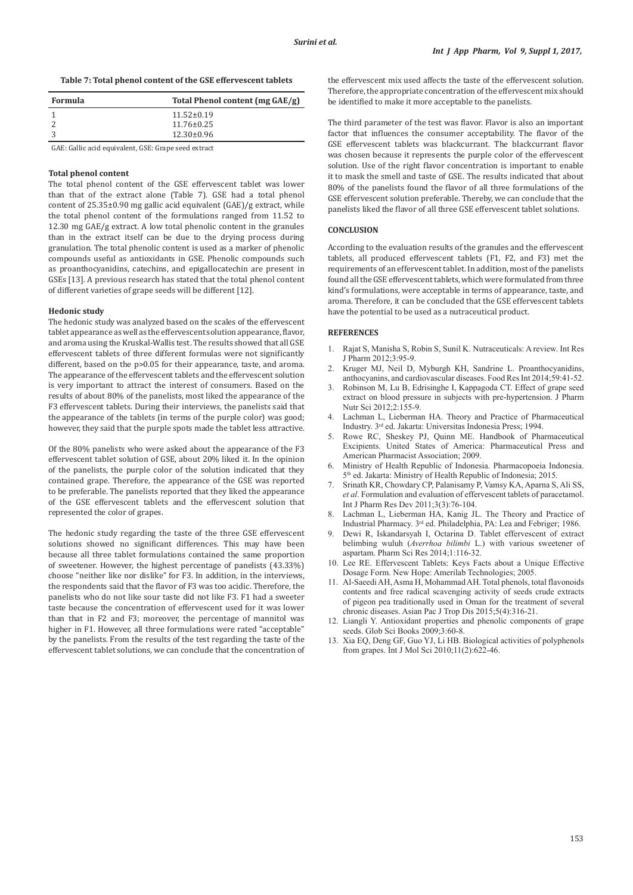**Table 7: Total phenol content of the GSE effervescent tablets**

| Formula | Total Phenol content (mg GAE/g) |
| --- | --- |
| 1 | 11.52±0.19 |
| 2 | 11.76±0.25 |
| 3 | 12.30±0.96 |

GAE: Gallic acid equivalent, GSE: Grape seed extract

### Total phenol content

The total phenol content of the GSE effervescent tablet was lower than that of the extract alone (Table 7). GSE had a total phenol content of 25.35±0.90 mg gallic acid equivalent (GAE)/g extract, while the total phenol content of the formulations ranged from 11.52 to 12.30 mg GAE/g extract. A low total phenolic content in the granules than in the extract itself can be due to the drying process during granulation. The total phenolic content is used as a marker of phenolic compounds useful as antioxidants in GSE. Phenolic compounds such as proanthocyanidins, catechins, and epigallocatechin are present in GSEs [13]. A previous research has stated that the total phenol content of different varieties of grape seeds will be different [12].

### Hedonic study

The hedonic study was analyzed based on the scales of the effervescent tablet appearance as well as the effervescent solution appearance, flavor, and aroma using the Kruskal-Wallis test. The results showed that all GSE effervescent tablets of three different formulas were not significantly different, based on the p>0.05 for their appearance, taste, and aroma. The appearance of the effervescent tablets and the effervescent solution is very important to attract the interest of consumers. Based on the results of about 80% of the panelists, most liked the appearance of the F3 effervescent tablets. During their interviews, the panelists said that the appearance of the tablets (in terms of the purple color) was good; however, they said that the purple spots made the tablet less attractive.

Of the 80% panelists who were asked about the appearance of the F3 effervescent tablet solution of GSE, about 20% liked it. In the opinion of the panelists, the purple color of the solution indicated that they contained grape. Therefore, the appearance of the GSE was reported to be preferable. The panelists reported that they liked the appearance of the GSE effervescent tablets and the effervescent solution that represented the color of grapes.

The hedonic study regarding the taste of the three GSE effervescent solutions showed no significant differences. This may have been because all three tablet formulations contained the same proportion of sweetener. However, the highest percentage of panelists (43.33%) choose "neither like nor dislike" for F3. In addition, in the interviews, the respondents said that the flavor of F3 was too acidic. Therefore, the panelists who do not like sour taste did not like F3. F1 had a sweeter taste because the concentration of effervescent used for it was lower than that in F2 and F3; moreover, the percentage of mannitol was higher in F1. However, all three formulations were rated "acceptable" by the panelists. From the results of the test regarding the taste of the effervescent tablet solutions, we can conclude that the concentration of the effervescent mix used affects the taste of the effervescent solution. Therefore, the appropriate concentration of the effervescent mix should be identified to make it more acceptable to the panelists.

The third parameter of the test was flavor. Flavor is also an important factor that influences the consumer acceptability. The flavor of the GSE effervescent tablets was blackcurrant. The blackcurrant flavor was chosen because it represents the purple color of the effervescent solution. Use of the right flavor concentration is important to enable it to mask the smell and taste of GSE. The results indicated that about 80% of the panelists found the flavor of all three formulations of the GSE effervescent solution preferable. Thereby, we can conclude that the panelists liked the flavor of all three GSE effervescent tablet solutions.

## CONCLUSION

According to the evaluation results of the granules and the effervescent tablets, all produced effervescent tablets (F1, F2, and F3) met the requirements of an effervescent tablet. In addition, most of the panelists found all the GSE effervescent tablets, which were formulated from three kind's formulations, were acceptable in terms of appearance, taste, and aroma. Therefore, it can be concluded that the GSE effervescent tablets have the potential to be used as a nutraceutical product.

## REFERENCES

1. Rajat S, Manisha S, Robin S, Sunil K. Nutraceuticals: A review. Int Res J Pharm 2012;3:95-9.
2. Kruger MJ, Neil D, Myburgh KH, Sandrine L. Proanthocyanidins, anthocyanins, and cardiovascular diseases. Food Res Int 2014;59:41-52.
3. Robinson M, Lu B, Edrisinghe I, Kappagoda CT. Effect of grape seed extract on blood pressure in subjects with pre-hypertension. J Pharm Nutr Sci 2012;2:155-9.
4. Lachman L, Lieberman HA. Theory and Practice of Pharmaceutical Industry. 3rd ed. Jakarta: Universitas Indonesia Press; 1994.
5. Rowe RC, Sheskey PJ, Quinn ME. Handbook of Pharmaceutical Excipients. United States of America: Pharmaceutical Press and American Pharmacist Association; 2009.
6. Ministry of Health Republic of Indonesia. Pharmacopoeia Indonesia. 5th ed. Jakarta: Ministry of Health Republic of Indonesia; 2015.
7. Srinath KR, Chowdary CP, Palanisamy P, Vamsy KA, Aparna S, Ali SS, *et al*. Formulation and evaluation of effervescent tablets of paracetamol. Int J Pharm Res Dev 2011;3(3):76-104.
8. Lachman L, Lieberman HA, Kanig JL. The Theory and Practice of Industrial Pharmacy. 3rd ed. Philadelphia, PA: Lea and Febriger; 1986.
9. Dewi R, Iskandarsyah I, Octarina D. Tablet effervescent of extract belimbing wuluh (*Averrhoa bilimbi* L.) with various sweetener of aspartam. Pharm Sci Res 2014;1:116-32.
10. Lee RE. Effervescent Tablets: Keys Facts about a Unique Effective Dosage Form. New Hope: Amerilab Technologies; 2005.
11. Al-Saeedi AH, Asma H, Mohammad AH. Total phenols, total flavonoids contents and free radical scavenging activity of seeds crude extracts of pigeon pea traditionally used in Oman for the treatment of several chronic diseases. Asian Pac J Trop Dis 2015;5(4):316-21.
12. Liangli Y. Antioxidant properties and phenolic components of grape seeds. Glob Sci Books 2009;3:60-8.
13. Xia EQ, Deng GF, Guo YJ, Li HB. Biological activities of polyphenols from grapes. Int J Mol Sci 2010;11(2):622-46.